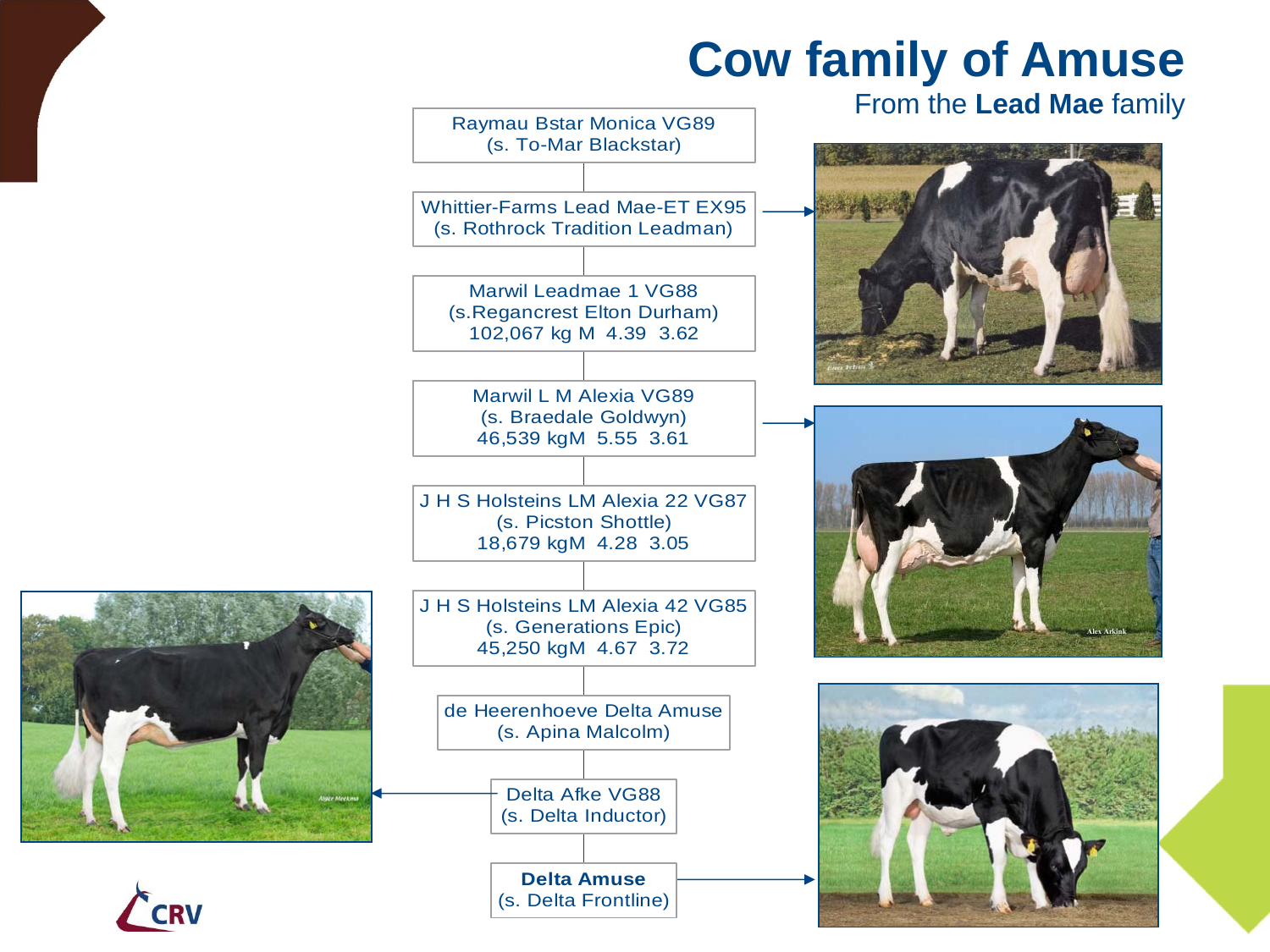# Cow family of Amuse

From the **Lead Mae** family

Raymau Bstar Monica VG89
(s. To-Mar Blackstar)

Whittier-Farms Lead Mae-ET EX95
(s. Rothrock Tradition Leadman)

Marwil Leadmae 1 VG88
(s.Regancrest Elton Durham)
102,067 kg M 4.39 3.62

Marwil L M Alexia VG89
(s. Braedale Goldwyn)
46,539 kgM 5.55 3.61

J H S Holsteins LM Alexia 22 VG87
(s. Picston Shottle)
18,679 kgM 4.28 3.05

J H S Holsteins LM Alexia 42 VG85
(s. Generations Epic)
45,250 kgM 4.67 3.72

de Heerenhoeve Delta Amuse
(s. Apina Malcolm)

Delta Afke VG88
(s. Delta Inductor)

**Delta Amuse**
(s. Delta Frontline)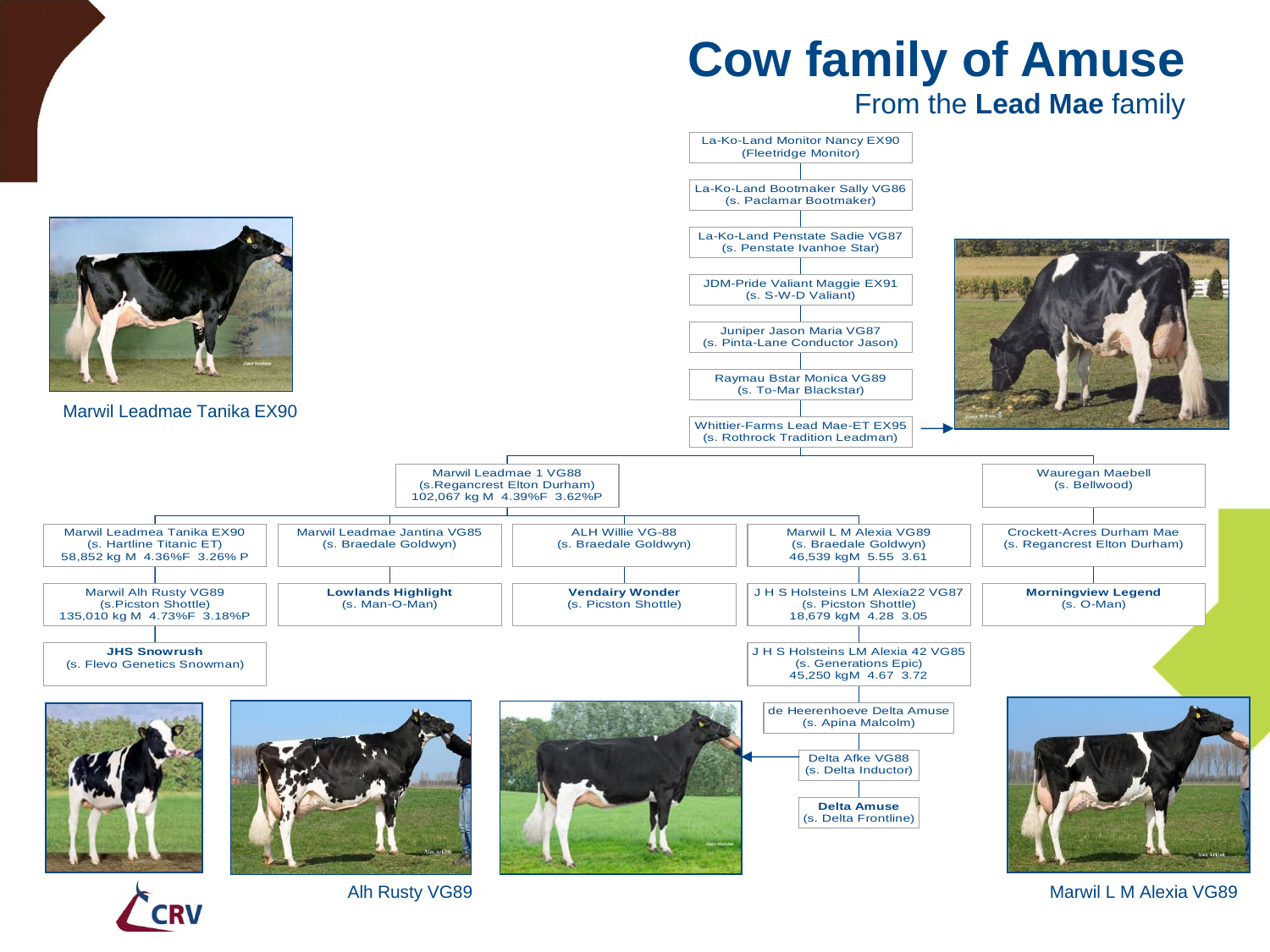# Cow family of Amuse

From the **Lead Mae** family

La-Ko-Land Monitor Nancy EX90
(Fleetridge Monitor)

La-Ko-Land Bootmaker Sally VG86
(s. Paclamar Bootmaker)

La-Ko-Land Penstate Sadie VG87
(s. Penstate Ivanhoe Star)

JDM-Pride Valiant Maggie EX91
(s. S-W-D Valiant)

Juniper Jason Maria VG87
(s. Pinta-Lane Conductor Jason)

Raymau Bstar Monica VG89
(s. To-Mar Blackstar)

Whittier-Farms Lead Mae-ET EX95
(s. Rothrock Tradition Leadman)

Marwil Leadmae 1 VG88
(s.Regancrest Elton Durham)
102,067 kg M 4.39%F 3.62%P

Wauregan Maebell
(s. Bellwood)

Marwil Leadmea Tanika EX90
(s. Hartline Titanic ET)
58,852 kg M 4.36%F 3.26% P

Marwil Leadmae Jantina VG85
(s. Braedale Goldwyn)

ALH Willie VG-88
(s. Braedale Goldwyn)

Marwil L M Alexia VG89
(s. Braedale Goldwyn)
46,539 kgM 5.55 3.61

Crockett-Acres Durham Mae
(s. Regancrest Elton Durham)

Marwil Alh Rusty VG89
(s.Picston Shottle)
135,010 kg M 4.73%F 3.18%P

**Lowlands Highlight**
(s. Man-O-Man)

**Vendairy Wonder**
(s. Picston Shottle)

J H S Holsteins LM Alexia22 VG87
(s. Picston Shottle)
18,679 kgM 4.28 3.05

**Morningview Legend**
(s. O-Man)

**JHS Snowrush**
(s. Flevo Genetics Snowman)

J H S Holsteins LM Alexia 42 VG85
(s. Generations Epic)
45,250 kgM 4.67 3.72

de Heerenhoeve Delta Amuse
(s. Apina Malcolm)

Delta Afke VG88
(s. Delta Inductor)

**Delta Amuse**
(s. Delta Frontline)

Marwil Leadmae Tanika EX90

Alh Rusty VG89

Marwil L M Alexia VG89